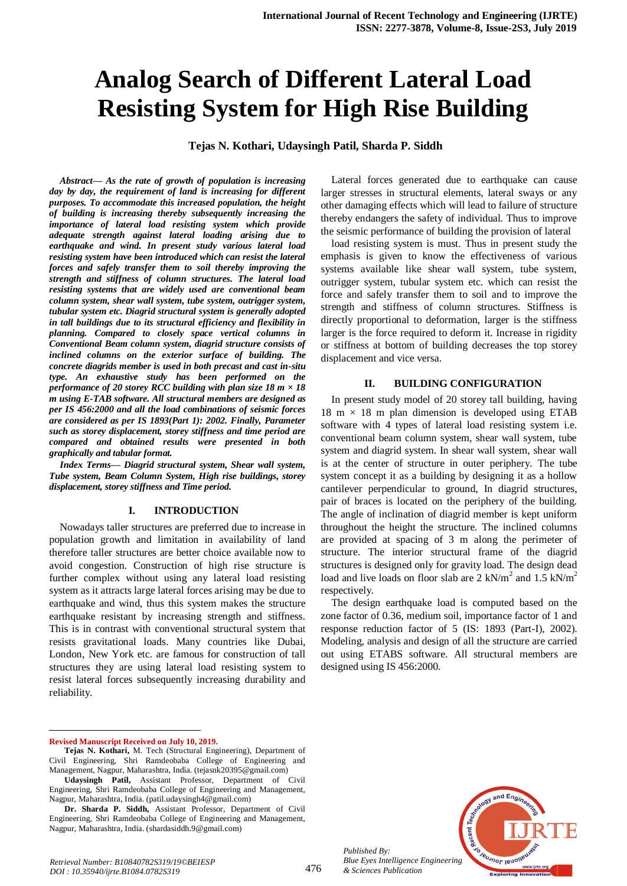# Analog Search of Different Lateral Load Resisting System for High Rise Building

**Tejas N. Kothari, Udaysingh Patil, Sharda P. Siddh**

***Abstract— As the rate of growth of population is increasing day by day, the requirement of land is increasing for different purposes. To accommodate this increased population, the height of building is increasing thereby subsequently increasing the importance of lateral load resisting system which provide adequate strength against lateral loading arising due to earthquake and wind. In present study various lateral load resisting system have been introduced which can resist the lateral forces and safely transfer them to soil thereby improving the strength and stiffness of column structures. The lateral load resisting systems that are widely used are conventional beam column system, shear wall system, tube system, outrigger system, tubular system etc. Diagrid structural system is generally adopted in tall buildings due to its structural efficiency and flexibility in planning. Compared to closely space vertical columns in Conventional Beam column system, diagrid structure consists of inclined columns on the exterior surface of building. The concrete diagrids member is used in both precast and cast in-situ type. An exhaustive study has been performed on the performance of 20 storey RCC building with plan size 18 m × 18 m using E-TAB software. All structural members are designed as per IS 456:2000 and all the load combinations of seismic forces are considered as per IS 1893(Part 1): 2002. Finally, Parameter such as storey displacement, storey stiffness and time period are compared and obtained results were presented in both graphically and tabular format.***

***Index Terms— Diagrid structural system, Shear wall system, Tube system, Beam Column System, High rise buildings, storey displacement, storey stiffness and Time period.***

## I. INTRODUCTION

Nowadays taller structures are preferred due to increase in population growth and limitation in availability of land therefore taller structures are better choice available now to avoid congestion. Construction of high rise structure is further complex without using any lateral load resisting system as it attracts large lateral forces arising may be due to earthquake and wind, thus this system makes the structure earthquake resistant by increasing strength and stiffness. This is in contrast with conventional structural system that resists gravitational loads. Many countries like Dubai, London, New York etc. are famous for construction of tall structures they are using lateral load resisting system to resist lateral forces subsequently increasing durability and reliability.

Lateral forces generated due to earthquake can cause larger stresses in structural elements, lateral sways or any other damaging effects which will lead to failure of structure thereby endangers the safety of individual. Thus to improve the seismic performance of building the provision of lateral load resisting system is must. Thus in present study the emphasis is given to know the effectiveness of various systems available like shear wall system, tube system, outrigger system, tubular system etc. which can resist the force and safely transfer them to soil and to improve the strength and stiffness of column structures. Stiffness is directly proportional to deformation, larger is the stiffness larger is the force required to deform it. Increase in rigidity or stiffness at bottom of building decreases the top storey displacement and vice versa.

## II. BUILDING CONFIGURATION

In present study model of 20 storey tall building, having 18 m × 18 m plan dimension is developed using ETAB software with 4 types of lateral load resisting system i.e. conventional beam column system, shear wall system, tube system and diagrid system. In shear wall system, shear wall is at the center of structure in outer periphery. The tube system concept it as a building by designing it as a hollow cantilever perpendicular to ground, In diagrid structures, pair of braces is located on the periphery of the building. The angle of inclination of diagrid member is kept uniform throughout the height the structure. The inclined columns are provided at spacing of 3 m along the perimeter of structure. The interior structural frame of the diagrid structures is designed only for gravity load. The design dead load and live loads on floor slab are 2 kN/m$^2$ and 1.5 kN/m$^2$ respectively.

The design earthquake load is computed based on the zone factor of 0.36, medium soil, importance factor of 1 and response reduction factor of 5 (IS: 1893 (Part-I), 2002). Modeling, analysis and design of all the structure are carried out using ETABS software. All structural members are designed using IS 456:2000.

---

**Revised Manuscript Received on July 10, 2019.**

**Tejas N. Kothari,** M. Tech (Structural Engineering), Department of Civil Engineering, Shri Ramdeobaba College of Engineering and Management, Nagpur, Maharashtra, India. (tejasnk20395@gmail.com)

**Udaysingh Patil,** Assistant Professor, Department of Civil Engineering, Shri Ramdeobaba College of Engineering and Management, Nagpur, Maharashtra, India. (patil.udaysingh4@gmail.com)

**Dr. Sharda P. Siddh,** Assistant Professor, Department of Civil Engineering, Shri Ramdeobaba College of Engineering and Management, Nagpur, Maharashtra, India. (shardasiddh.9@gmail.com)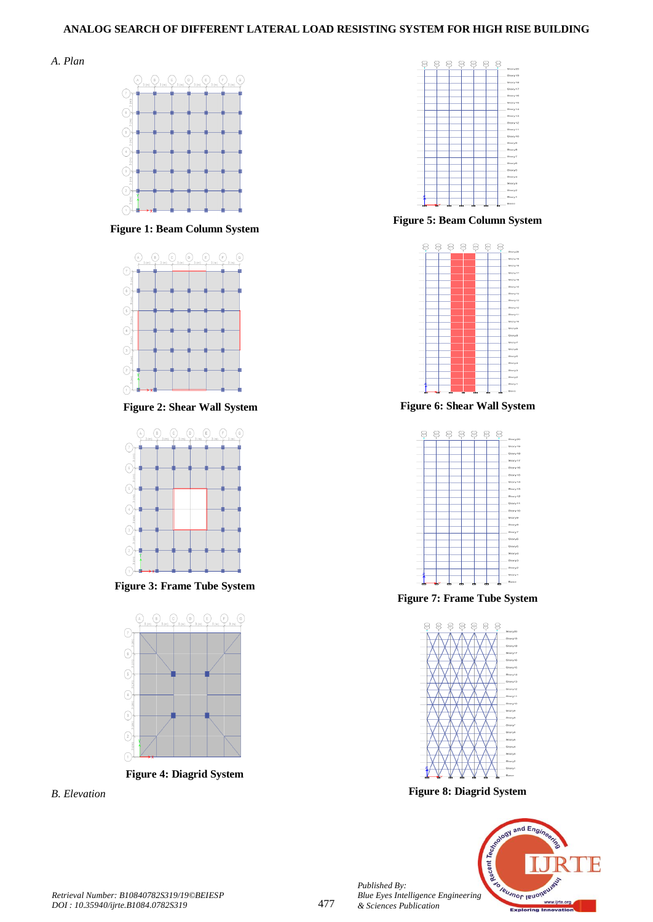*A. Plan*

Figure 1: Beam Column System

Figure 2: Shear Wall System

Figure 3: Frame Tube System

Figure 4: Diagrid System

*B. Elevation*

Figure 5: Beam Column System

Figure 6: Shear Wall System

Figure 7: Frame Tube System

Figure 8: Diagrid System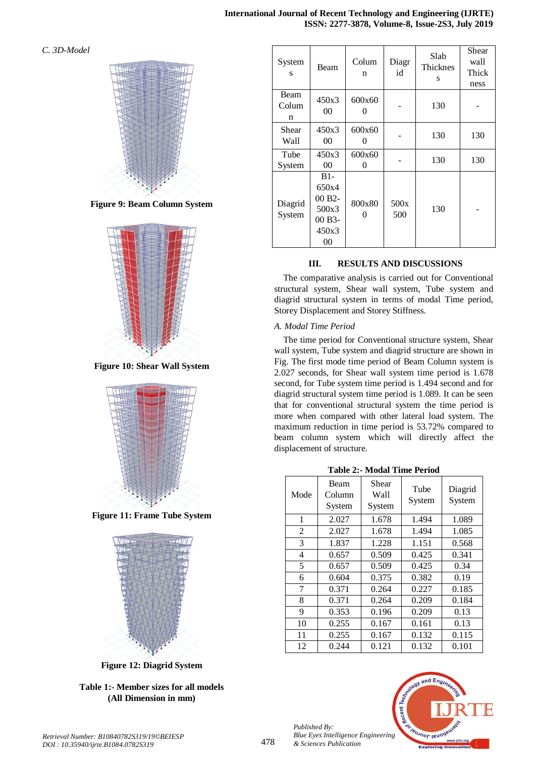*C. 3D-Model*

**Figure 9: Beam Column System**

**Figure 10: Shear Wall System**

**Figure 11: Frame Tube System**

**Figure 12: Diagrid System**

**Table 1:- Member sizes for all models (All Dimension in mm)**

| Systems | Beam | Column | Diagrid | Slab Thickness | Shear wall Thickness |
|---|---|---|---|---|---|
| Beam Column | 450x300 | 600x600 | - | 130 | - |
| Shear Wall | 450x300 | 600x600 | - | 130 | 130 |
| Tube System | 450x300 | 600x600 | - | 130 | 130 |
| Diagrid System | B1-650x400 B2-500x300 B3-450x300 | 800x800 | 500x500 | 130 | - |

## III. RESULTS AND DISCUSSIONS

The comparative analysis is carried out for Conventional structural system, Shear wall system, Tube system and diagrid structural system in terms of modal Time period, Storey Displacement and Storey Stiffness.

*A. Modal Time Period*

The time period for Conventional structure system, Shear wall system, Tube system and diagrid structure are shown in Fig. The first mode time period of Beam Column system is 2.027 seconds, for Shear wall system time period is 1.678 second, for Tube system time period is 1.494 second and for diagrid structural system time period is 1.089. It can be seen that for conventional structural system the time period is more when compared with other lateral load system. The maximum reduction in time period is 53.72% compared to beam column system which will directly affect the displacement of structure.

**Table 2:- Modal Time Period**

| Mode | Beam Column System | Shear Wall System | Tube System | Diagrid System |
|---|---|---|---|---|
| 1 | 2.027 | 1.678 | 1.494 | 1.089 |
| 2 | 2.027 | 1.678 | 1.494 | 1.085 |
| 3 | 1.837 | 1.228 | 1.151 | 0.568 |
| 4 | 0.657 | 0.509 | 0.425 | 0.341 |
| 5 | 0.657 | 0.509 | 0.425 | 0.34 |
| 6 | 0.604 | 0.375 | 0.382 | 0.19 |
| 7 | 0.371 | 0.264 | 0.227 | 0.185 |
| 8 | 0.371 | 0.264 | 0.209 | 0.184 |
| 9 | 0.353 | 0.196 | 0.209 | 0.13 |
| 10 | 0.255 | 0.167 | 0.161 | 0.13 |
| 11 | 0.255 | 0.167 | 0.132 | 0.115 |
| 12 | 0.244 | 0.121 | 0.132 | 0.101 |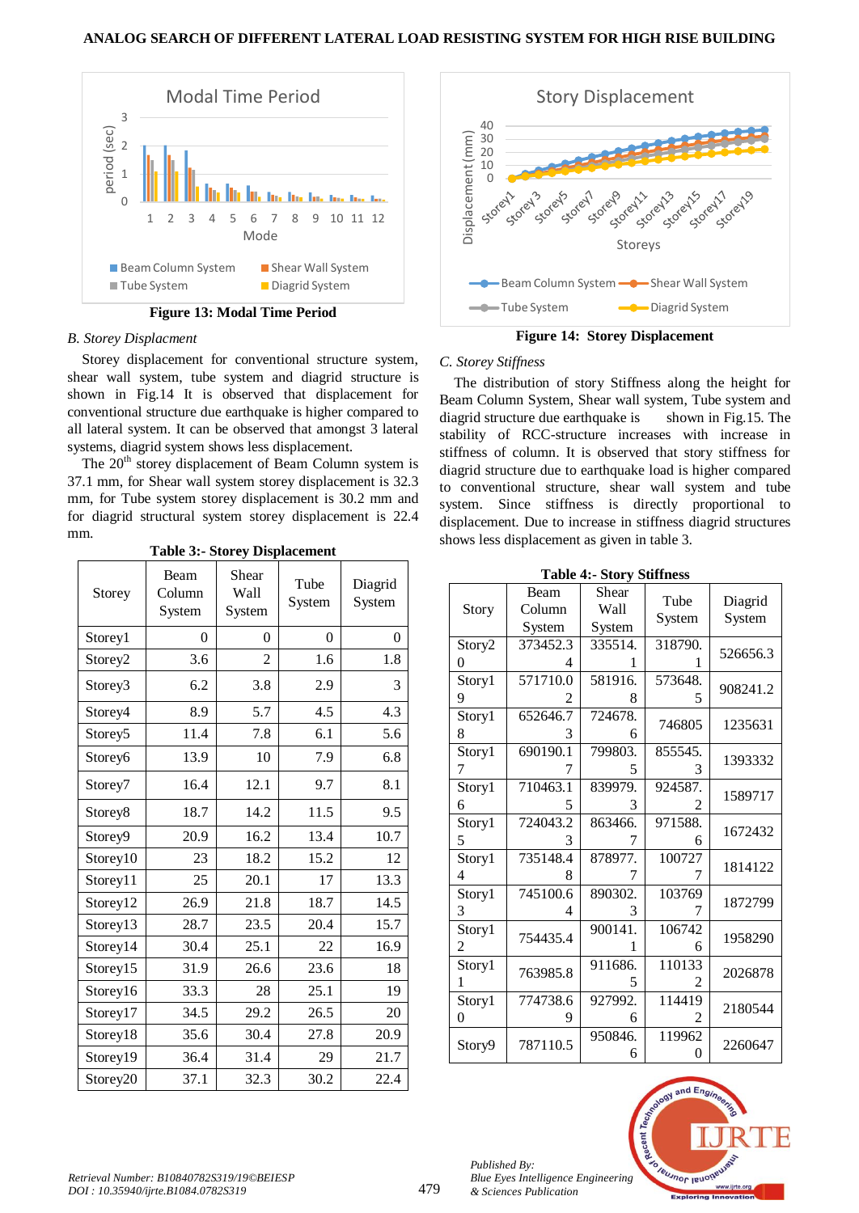Figure 13: Modal Time Period

### B. Storey Displacment

Storey displacement for conventional structure system, shear wall system, tube system and diagrid structure is shown in Fig.14 It is observed that displacement for conventional structure due earthquake is higher compared to all lateral system. It can be observed that amongst 3 lateral systems, diagrid system shows less displacement.

The 20th storey displacement of Beam Column system is 37.1 mm, for Shear wall system storey displacement is 32.3 mm, for Tube system storey displacement is 30.2 mm and for diagrid structural system storey displacement is 22.4 mm.

**Table 3:- Storey Displacement**

| Storey | Beam Column System | Shear Wall System | Tube System | Diagrid System |
|---|---|---|---|---|
| Storey1 | 0 | 0 | 0 | 0 |
| Storey2 | 3.6 | 2 | 1.6 | 1.8 |
| Storey3 | 6.2 | 3.8 | 2.9 | 3 |
| Storey4 | 8.9 | 5.7 | 4.5 | 4.3 |
| Storey5 | 11.4 | 7.8 | 6.1 | 5.6 |
| Storey6 | 13.9 | 10 | 7.9 | 6.8 |
| Storey7 | 16.4 | 12.1 | 9.7 | 8.1 |
| Storey8 | 18.7 | 14.2 | 11.5 | 9.5 |
| Storey9 | 20.9 | 16.2 | 13.4 | 10.7 |
| Storey10 | 23 | 18.2 | 15.2 | 12 |
| Storey11 | 25 | 20.1 | 17 | 13.3 |
| Storey12 | 26.9 | 21.8 | 18.7 | 14.5 |
| Storey13 | 28.7 | 23.5 | 20.4 | 15.7 |
| Storey14 | 30.4 | 25.1 | 22 | 16.9 |
| Storey15 | 31.9 | 26.6 | 23.6 | 18 |
| Storey16 | 33.3 | 28 | 25.1 | 19 |
| Storey17 | 34.5 | 29.2 | 26.5 | 20 |
| Storey18 | 35.6 | 30.4 | 27.8 | 20.9 |
| Storey19 | 36.4 | 31.4 | 29 | 21.7 |
| Storey20 | 37.1 | 32.3 | 30.2 | 22.4 |

Figure 14: Storey Displacement

### C. Storey Stiffness

The distribution of story Stiffness along the height for Beam Column System, Shear wall system, Tube system and diagrid structure due earthquake is shown in Fig.15. The stability of RCC-structure increases with increase in stiffness of column. It is observed that story stiffness for diagrid structure due to earthquake load is higher compared to conventional structure, shear wall system and tube system. Since stiffness is directly proportional to displacement. Due to increase in stiffness diagrid structures shows less displacement as given in table 3.

**Table 4:- Story Stiffness**

| Story | Beam Column System | Shear Wall System | Tube System | Diagrid System |
|---|---|---|---|---|
| Story20 | 373452.34 | 335514.1 | 318790.1 | 526656.3 |
| Story19 | 571710.02 | 581916.8 | 573648.5 | 908241.2 |
| Story18 | 652646.73 | 724678.6 | 746805 | 1235631 |
| Story17 | 690190.17 | 799803.5 | 855545.3 | 1393332 |
| Story16 | 710463.15 | 839979.3 | 924587.2 | 1589717 |
| Story15 | 724043.23 | 863466.7 | 971588.6 | 1672432 |
| Story14 | 735148.48 | 878977.7 | 1007277 | 1814122 |
| Story13 | 745100.64 | 890302.3 | 1037697 | 1872799 |
| Story12 | 754435.4 | 900141.1 | 1067426 | 1958290 |
| Story11 | 763985.8 | 911686.5 | 1101332 | 2026878 |
| Story10 | 774738.69 | 927992.6 | 1144192 | 2180544 |
| Story9 | 787110.5 | 950846.6 | 1199620 | 2260647 |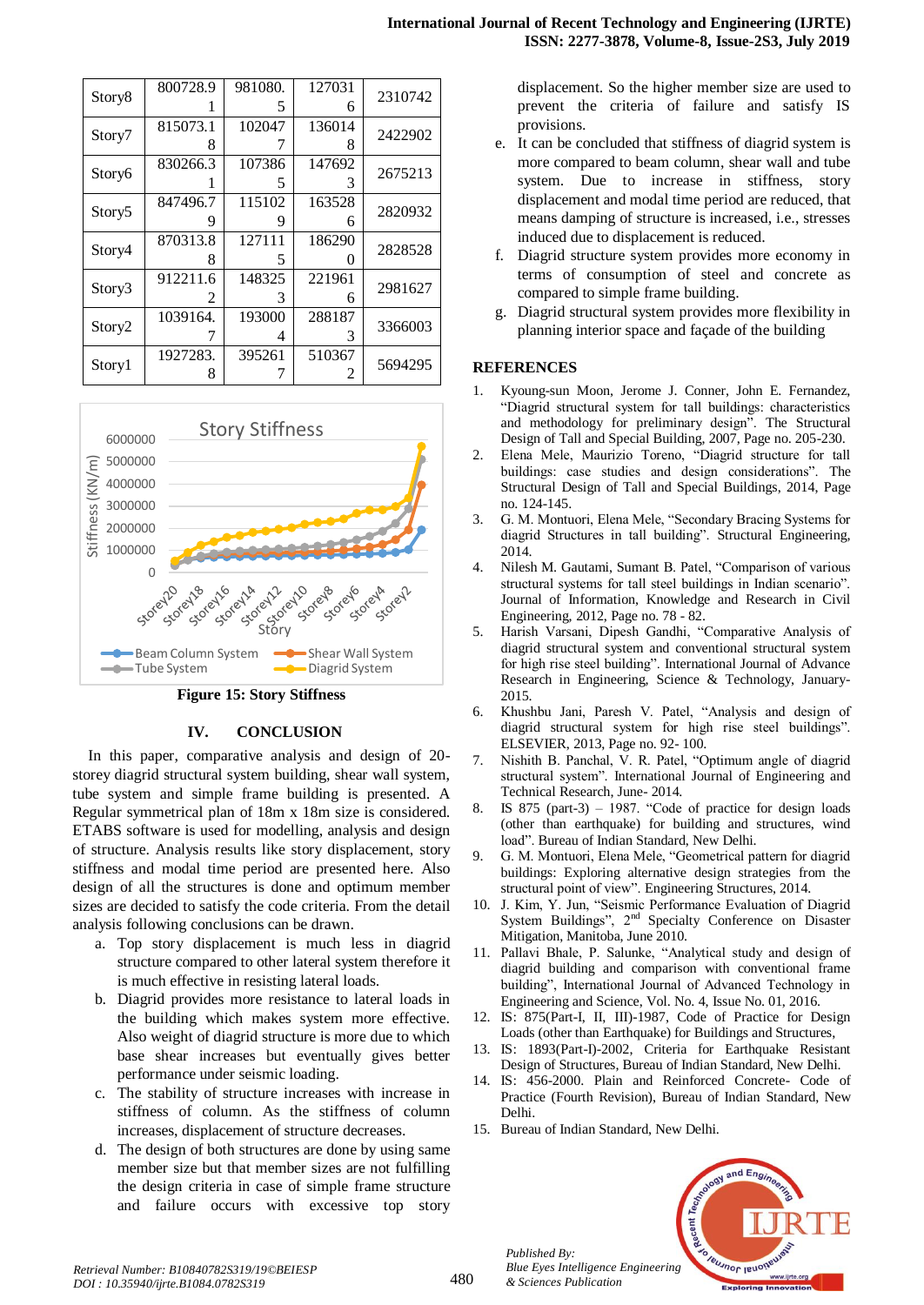| | | | | |
|---|---|---|---|---|
| Story8 | 800728.91 | 981080.5 | 1270316 | 2310742 |
| Story7 | 815073.18 | 1020477 | 1360148 | 2422902 |
| Story6 | 830266.31 | 1073865 | 1476923 | 2675213 |
| Story5 | 847496.79 | 1151029 | 1635286 | 2820932 |
| Story4 | 870313.88 | 1271115 | 1862900 | 2828528 |
| Story3 | 912211.62 | 1483253 | 2219613 | 2981627 |
| Story2 | 1039164.7 | 1930004 | 2881873 | 3366003 |
| Story1 | 1927283.8 | 3952617 | 5103672 | 5694295 |

Story Stiffness

Stiffness (KN/m)

6000000
5000000
4000000
3000000
2000000
1000000
0

Storey20 Storey18 Storey16 Storey14 Storey12 Storey10 Storey8 Storey6 Storey4 Storey2

Story

Beam Column System
Shear Wall System
Tube System
Diagrid System

**Figure 15: Story Stiffness**

## IV. CONCLUSION

In this paper, comparative analysis and design of 20-storey diagrid structural system building, shear wall system, tube system and simple frame building is presented. A Regular symmetrical plan of 18m x 18m size is considered. ETABS software is used for modelling, analysis and design of structure. Analysis results like story displacement, story stiffness and modal time period are presented here. Also design of all the structures is done and optimum member sizes are decided to satisfy the code criteria. From the detail analysis following conclusions can be drawn.

a. Top story displacement is much less in diagrid structure compared to other lateral system therefore it is much effective in resisting lateral loads.
b. Diagrid provides more resistance to lateral loads in the building which makes system more effective. Also weight of diagrid structure is more due to which base shear increases but eventually gives better performance under seismic loading.
c. The stability of structure increases with increase in stiffness of column. As the stiffness of column increases, displacement of structure decreases.
d. The design of both structures are done by using same member size but that member sizes are not fulfilling the design criteria in case of simple frame structure and failure occurs with excessive top story displacement. So the higher member size are used to prevent the criteria of failure and satisfy IS provisions.
e. It can be concluded that stiffness of diagrid system is more compared to beam column, shear wall and tube system. Due to increase in stiffness, story displacement and modal time period are reduced, that means damping of structure is increased, i.e., stresses induced due to displacement is reduced.
f. Diagrid structure system provides more economy in terms of consumption of steel and concrete as compared to simple frame building.
g. Diagrid structural system provides more flexibility in planning interior space and façade of the building

## REFERENCES

1. Kyoung-sun Moon, Jerome J. Conner, John E. Fernandez, "Diagrid structural system for tall buildings: characteristics and methodology for preliminary design". The Structural Design of Tall and Special Building, 2007, Page no. 205-230.
2. Elena Mele, Maurizio Toreno, "Diagrid structure for tall buildings: case studies and design considerations". The Structural Design of Tall and Special Buildings, 2014, Page no. 124-145.
3. G. M. Montuori, Elena Mele, "Secondary Bracing Systems for diagrid Structures in tall building". Structural Engineering, 2014.
4. Nilesh M. Gautami, Sumant B. Patel, "Comparison of various structural systems for tall steel buildings in Indian scenario". Journal of Information, Knowledge and Research in Civil Engineering, 2012, Page no. 78 - 82.
5. Harish Varsani, Dipesh Gandhi, "Comparative Analysis of diagrid structural system and conventional structural system for high rise steel building". International Journal of Advance Research in Engineering, Science & Technology, January-2015.
6. Khushbu Jani, Paresh V. Patel, "Analysis and design of diagrid structural system for high rise steel buildings". ELSEVIER, 2013, Page no. 92- 100.
7. Nishith B. Panchal, V. R. Patel, "Optimum angle of diagrid structural system". International Journal of Engineering and Technical Research, June- 2014.
8. IS 875 (part-3) – 1987. "Code of practice for design loads (other than earthquake) for building and structures, wind load". Bureau of Indian Standard, New Delhi.
9. G. M. Montuori, Elena Mele, "Geometrical pattern for diagrid buildings: Exploring alternative design strategies from the structural point of view". Engineering Structures, 2014.
10. J. Kim, Y. Jun, "Seismic Performance Evaluation of Diagrid System Buildings", 2nd Specialty Conference on Disaster Mitigation, Manitoba, June 2010.
11. Pallavi Bhale, P. Salunke, "Analytical study and design of diagrid building and comparison with conventional frame building", International Journal of Advanced Technology in Engineering and Science, Vol. No. 4, Issue No. 01, 2016.
12. IS: 875(Part-I, II, III)-1987, Code of Practice for Design Loads (other than Earthquake) for Buildings and Structures,
13. IS: 1893(Part-I)-2002, Criteria for Earthquake Resistant Design of Structures, Bureau of Indian Standard, New Delhi.
14. IS: 456-2000. Plain and Reinforced Concrete- Code of Practice (Fourth Revision), Bureau of Indian Standard, New Delhi.
15. Bureau of Indian Standard, New Delhi.